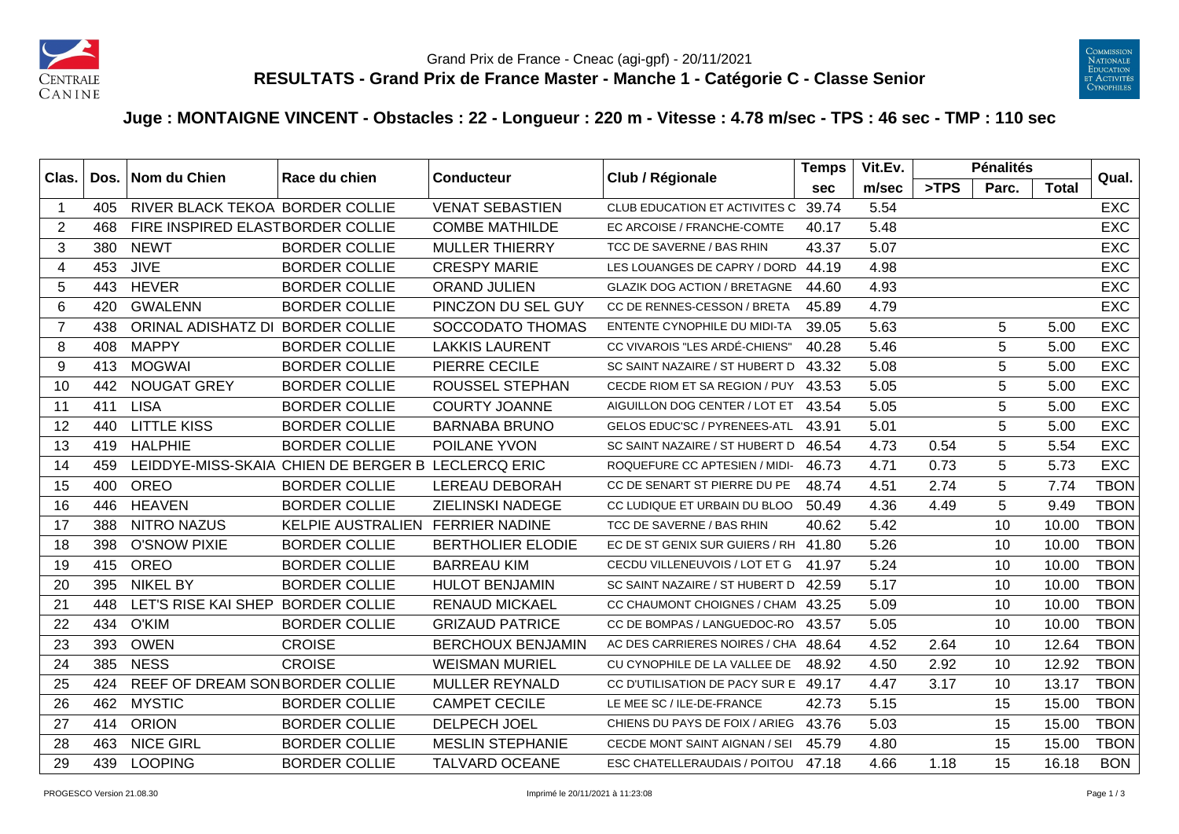Grand Prix de France - Cneac (agi-gpf) - 20/11/2021

**RESULTATS - Grand Prix de France Master - Manche 1 - Catégorie C - Classe Senior**

## Juge : MONTAIGNE VINCENT - Obstacles : 22 - Longueur : 220 m - Vitesse : 4.78 m/sec - TPS : 46 sec - TMP : 110 sec

| Clas. | Dos. | Nom du Chien | Race du chien | Conducteur | Club / Régionale | Temps sec | Vit.Ev. m/sec | Pénalités >TPS | Parc. | Total | Qual. |
|---|---|---|---|---|---|---|---|---|---|---|---|
| 1 | 405 | RIVER BLACK TEKOA | BORDER COLLIE | VENAT SEBASTIEN | CLUB EDUCATION ET ACTIVITES C | 39.74 | 5.54 | | | | EXC |
| 2 | 468 | FIRE INSPIRED ELAST | BORDER COLLIE | COMBE MATHILDE | EC ARCOISE / FRANCHE-COMTE | 40.17 | 5.48 | | | | EXC |
| 3 | 380 | NEWT | BORDER COLLIE | MULLER THIERRY | TCC DE SAVERNE / BAS RHIN | 43.37 | 5.07 | | | | EXC |
| 4 | 453 | JIVE | BORDER COLLIE | CRESPY MARIE | LES LOUANGES DE CAPRY / DORD | 44.19 | 4.98 | | | | EXC |
| 5 | 443 | HEVER | BORDER COLLIE | ORAND JULIEN | GLAZIK DOG ACTION / BRETAGNE | 44.60 | 4.93 | | | | EXC |
| 6 | 420 | GWALENN | BORDER COLLIE | PINCZON DU SEL GUY | CC DE RENNES-CESSON / BRETA | 45.89 | 4.79 | | | | EXC |
| 7 | 438 | ORINAL ADISHATZ DI | BORDER COLLIE | SOCCODATO THOMAS | ENTENTE CYNOPHILE DU MIDI-TA | 39.05 | 5.63 | | 5 | 5.00 | EXC |
| 8 | 408 | MAPPY | BORDER COLLIE | LAKKIS LAURENT | CC VIVAROIS "LES ARDÉ-CHIENS" | 40.28 | 5.46 | | 5 | 5.00 | EXC |
| 9 | 413 | MOGWAI | BORDER COLLIE | PIERRE CECILE | SC SAINT NAZAIRE / ST HUBERT D | 43.32 | 5.08 | | 5 | 5.00 | EXC |
| 10 | 442 | NOUGAT GREY | BORDER COLLIE | ROUSSEL STEPHAN | CECDE RIOM ET SA REGION / PUY | 43.53 | 5.05 | | 5 | 5.00 | EXC |
| 11 | 411 | LISA | BORDER COLLIE | COURTY JOANNE | AIGUILLON DOG CENTER / LOT ET | 43.54 | 5.05 | | 5 | 5.00 | EXC |
| 12 | 440 | LITTLE KISS | BORDER COLLIE | BARNABA BRUNO | GELOS EDUC'SC / PYRENEES-ATL | 43.91 | 5.01 | | 5 | 5.00 | EXC |
| 13 | 419 | HALPHIE | BORDER COLLIE | POILANE YVON | SC SAINT NAZAIRE / ST HUBERT D | 46.54 | 4.73 | 0.54 | 5 | 5.54 | EXC |
| 14 | 459 | LEIDDYE-MISS-SKAIA | CHIEN DE BERGER B | LECLERCQ ERIC | ROQUEFURE CC APTESIEN / MIDI- | 46.73 | 4.71 | 0.73 | 5 | 5.73 | EXC |
| 15 | 400 | OREO | BORDER COLLIE | LEREAU DEBORAH | CC DE SENART ST PIERRE DU PE | 48.74 | 4.51 | 2.74 | 5 | 7.74 | TBON |
| 16 | 446 | HEAVEN | BORDER COLLIE | ZIELINSKI NADEGE | CC LUDIQUE ET URBAIN DU BLOO | 50.49 | 4.36 | 4.49 | 5 | 9.49 | TBON |
| 17 | 388 | NITRO NAZUS | KELPIE AUSTRALIEN | FERRIER NADINE | TCC DE SAVERNE / BAS RHIN | 40.62 | 5.42 | | 10 | 10.00 | TBON |
| 18 | 398 | O'SNOW PIXIE | BORDER COLLIE | BERTHOLIER ELODIE | EC DE ST GENIX SUR GUIERS / RH | 41.80 | 5.26 | | 10 | 10.00 | TBON |
| 19 | 415 | OREO | BORDER COLLIE | BARREAU KIM | CECDU VILLENEUVOIS / LOT ET G | 41.97 | 5.24 | | 10 | 10.00 | TBON |
| 20 | 395 | NIKEL BY | BORDER COLLIE | HULOT BENJAMIN | SC SAINT NAZAIRE / ST HUBERT D | 42.59 | 5.17 | | 10 | 10.00 | TBON |
| 21 | 448 | LET'S RISE KAI SHEP | BORDER COLLIE | RENAUD MICKAEL | CC CHAUMONT CHOIGNES / CHAM | 43.25 | 5.09 | | 10 | 10.00 | TBON |
| 22 | 434 | O'KIM | BORDER COLLIE | GRIZAUD PATRICE | CC DE BOMPAS / LANGUEDOC-RO | 43.57 | 5.05 | | 10 | 10.00 | TBON |
| 23 | 393 | OWEN | CROISE | BERCHOUX BENJAMIN | AC DES CARRIERES NOIRES / CHA | 48.64 | 4.52 | 2.64 | 10 | 12.64 | TBON |
| 24 | 385 | NESS | CROISE | WEISMAN MURIEL | CU CYNOPHILE DE LA VALLEE DE | 48.92 | 4.50 | 2.92 | 10 | 12.92 | TBON |
| 25 | 424 | REEF OF DREAM SON | BORDER COLLIE | MULLER REYNALD | CC D'UTILISATION DE PACY SUR E | 49.17 | 4.47 | 3.17 | 10 | 13.17 | TBON |
| 26 | 462 | MYSTIC | BORDER COLLIE | CAMPET CECILE | LE MEE SC / ILE-DE-FRANCE | 42.73 | 5.15 | | 15 | 15.00 | TBON |
| 27 | 414 | ORION | BORDER COLLIE | DELPECH JOEL | CHIENS DU PAYS DE FOIX / ARIEG | 43.76 | 5.03 | | 15 | 15.00 | TBON |
| 28 | 463 | NICE GIRL | BORDER COLLIE | MESLIN STEPHANIE | CECDE MONT SAINT AIGNAN / SEI | 45.79 | 4.80 | | 15 | 15.00 | TBON |
| 29 | 439 | LOOPING | BORDER COLLIE | TALVARD OCEANE | ESC CHATELLERAUDAIS / POITOU | 47.18 | 4.66 | 1.18 | 15 | 16.18 | BON |

PROGESCO Version 21.08.30 Imprimé le 20/11/2021 à 11:23:08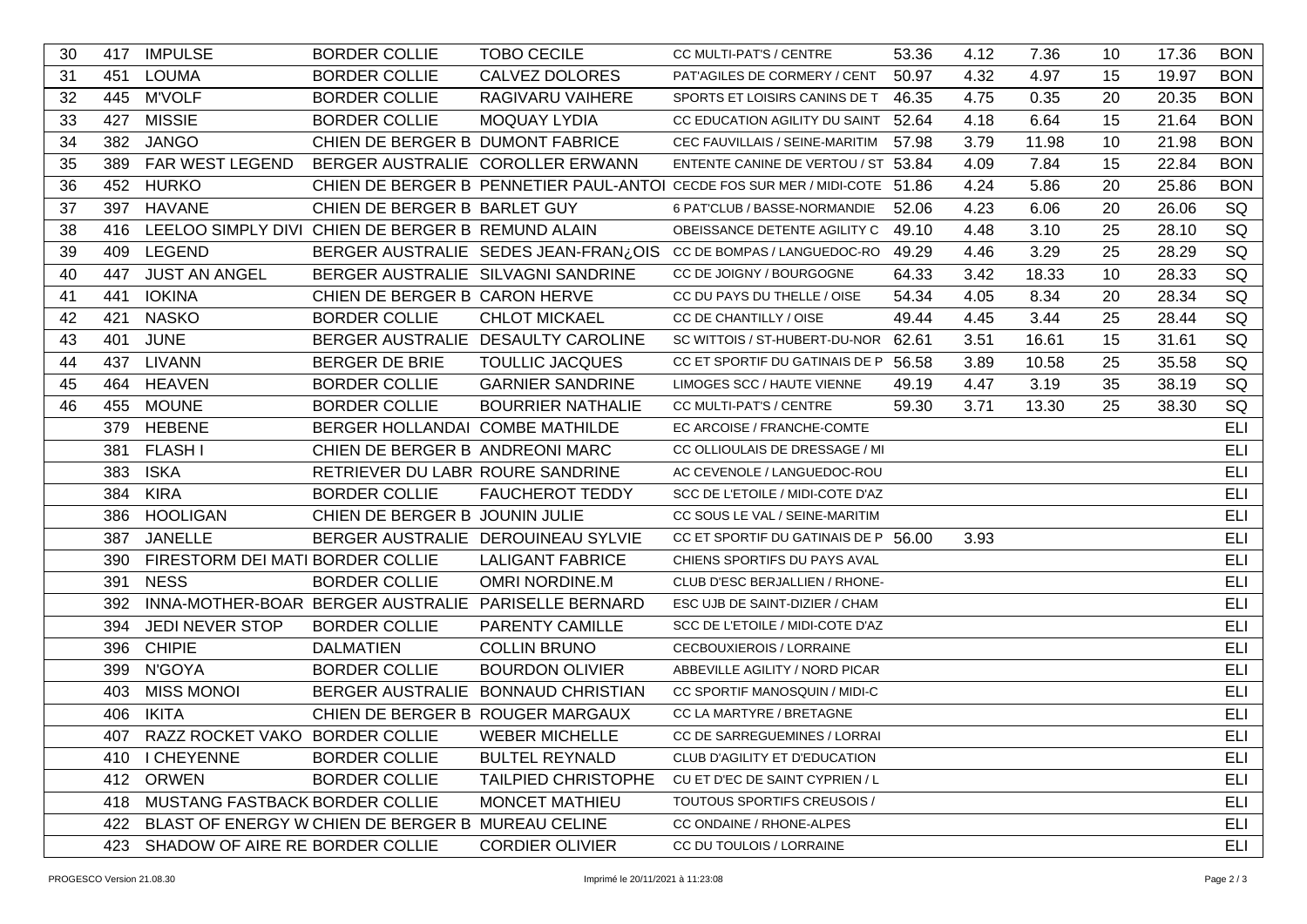| | | | | | | | | | | | | |
|---|---|---|---|---|---|---|---|---|---|---|---|---|
| 30 | 417 | IMPULSE | BORDER COLLIE | TOBO CECILE | CC MULTI-PAT'S / CENTRE | 53.36 | 4.12 | 7.36 | 10 | 17.36 | BON |
| 31 | 451 | LOUMA | BORDER COLLIE | CALVEZ DOLORES | PAT'AGILES DE CORMERY / CENT | 50.97 | 4.32 | 4.97 | 15 | 19.97 | BON |
| 32 | 445 | M'VOLF | BORDER COLLIE | RAGIVARU VAIHERE | SPORTS ET LOISIRS CANINS DE T | 46.35 | 4.75 | 0.35 | 20 | 20.35 | BON |
| 33 | 427 | MISSIE | BORDER COLLIE | MOQUAY LYDIA | CC EDUCATION AGILITY DU SAINT | 52.64 | 4.18 | 6.64 | 15 | 21.64 | BON |
| 34 | 382 | JANGO | CHIEN DE BERGER B | DUMONT FABRICE | CEC FAUVILLAIS / SEINE-MARITIM | 57.98 | 3.79 | 11.98 | 10 | 21.98 | BON |
| 35 | 389 | FAR WEST LEGEND | BERGER AUSTRALIE | COROLLER ERWANN | ENTENTE CANINE DE VERTOU / ST | 53.84 | 4.09 | 7.84 | 15 | 22.84 | BON |
| 36 | 452 | HURKO | CHIEN DE BERGER B | PENNETIER PAUL-ANTOI | CECDE FOS SUR MER / MIDI-COTE | 51.86 | 4.24 | 5.86 | 20 | 25.86 | BON |
| 37 | 397 | HAVANE | CHIEN DE BERGER B | BARLET GUY | 6 PAT'CLUB / BASSE-NORMANDIE | 52.06 | 4.23 | 6.06 | 20 | 26.06 | SQ |
| 38 | 416 | LEELOO SIMPLY DIVI | CHIEN DE BERGER B | REMUND ALAIN | OBEISSANCE DETENTE AGILITY C | 49.10 | 4.48 | 3.10 | 25 | 28.10 | SQ |
| 39 | 409 | LEGEND | BERGER AUSTRALIE | SEDES JEAN-FRAN¿OIS | CC DE BOMPAS / LANGUEDOC-RO | 49.29 | 4.46 | 3.29 | 25 | 28.29 | SQ |
| 40 | 447 | JUST AN ANGEL | BERGER AUSTRALIE | SILVAGNI SANDRINE | CC DE JOIGNY / BOURGOGNE | 64.33 | 3.42 | 18.33 | 10 | 28.33 | SQ |
| 41 | 441 | IOKINA | CHIEN DE BERGER B | CARON HERVE | CC DU PAYS DU THELLE / OISE | 54.34 | 4.05 | 8.34 | 20 | 28.34 | SQ |
| 42 | 421 | NASKO | BORDER COLLIE | CHLOT MICKAEL | CC DE CHANTILLY / OISE | 49.44 | 4.45 | 3.44 | 25 | 28.44 | SQ |
| 43 | 401 | JUNE | BERGER AUSTRALIE | DESAULTY CAROLINE | SC WITTOIS / ST-HUBERT-DU-NOR | 62.61 | 3.51 | 16.61 | 15 | 31.61 | SQ |
| 44 | 437 | LIVANN | BERGER DE BRIE | TOULLIC JACQUES | CC ET SPORTIF DU GATINAIS DE P | 56.58 | 3.89 | 10.58 | 25 | 35.58 | SQ |
| 45 | 464 | HEAVEN | BORDER COLLIE | GARNIER SANDRINE | LIMOGES SCC / HAUTE VIENNE | 49.19 | 4.47 | 3.19 | 35 | 38.19 | SQ |
| 46 | 455 | MOUNE | BORDER COLLIE | BOURRIER NATHALIE | CC MULTI-PAT'S / CENTRE | 59.30 | 3.71 | 13.30 | 25 | 38.30 | SQ |
| | 379 | HEBENE | BERGER HOLLANDAI | COMBE MATHILDE | EC ARCOISE / FRANCHE-COMTE | | | | | | ELI |
| | 381 | FLASH I | CHIEN DE BERGER B | ANDREONI MARC | CC OLLIOULAIS DE DRESSAGE / MI | | | | | | ELI |
| | 383 | ISKA | RETRIEVER DU LABR | ROURE SANDRINE | AC CEVENOLE / LANGUEDOC-ROU | | | | | | ELI |
| | 384 | KIRA | BORDER COLLIE | FAUCHEROT TEDDY | SCC DE L'ETOILE / MIDI-COTE D'AZ | | | | | | ELI |
| | 386 | HOOLIGAN | CHIEN DE BERGER B | JOUNIN JULIE | CC SOUS LE VAL / SEINE-MARITIM | | | | | | ELI |
| | 387 | JANELLE | BERGER AUSTRALIE | DEROUINEAU SYLVIE | CC ET SPORTIF DU GATINAIS DE P | 56.00 | 3.93 | | | | ELI |
| | 390 | FIRESTORM DEI MATI | BORDER COLLIE | LALIGANT FABRICE | CHIENS SPORTIFS DU PAYS AVAL | | | | | | ELI |
| | 391 | NESS | BORDER COLLIE | OMRI NORDINE.M | CLUB D'ESC BERJALLIEN / RHONE- | | | | | | ELI |
| | 392 | INNA-MOTHER-BOAR | BERGER AUSTRALIE | PARISELLE BERNARD | ESC UJB DE SAINT-DIZIER / CHAM | | | | | | ELI |
| | 394 | JEDI NEVER STOP | BORDER COLLIE | PARENTY CAMILLE | SCC DE L'ETOILE / MIDI-COTE D'AZ | | | | | | ELI |
| | 396 | CHIPIE | DALMATIEN | COLLIN BRUNO | CECBOUXIEROIS / LORRAINE | | | | | | ELI |
| | 399 | N'GOYA | BORDER COLLIE | BOURDON OLIVIER | ABBEVILLE AGILITY / NORD PICAR | | | | | | ELI |
| | 403 | MISS MONOI | BERGER AUSTRALIE | BONNAUD CHRISTIAN | CC SPORTIF MANOSQUIN / MIDI-C | | | | | | ELI |
| | 406 | IKITA | CHIEN DE BERGER B | ROUGER MARGAUX | CC LA MARTYRE / BRETAGNE | | | | | | ELI |
| | 407 | RAZZ ROCKET VAKO | BORDER COLLIE | WEBER MICHELLE | CC DE SARREGUEMINES / LORRAI | | | | | | ELI |
| | 410 | I CHEYENNE | BORDER COLLIE | BULTEL REYNALD | CLUB D'AGILITY ET D'EDUCATION | | | | | | ELI |
| | 412 | ORWEN | BORDER COLLIE | TAILPIED CHRISTOPHE | CU ET D'EC DE SAINT CYPRIEN / L | | | | | | ELI |
| | 418 | MUSTANG FASTBACK | BORDER COLLIE | MONCET MATHIEU | TOUTOUS SPORTIFS CREUSOIS / | | | | | | ELI |
| | 422 | BLAST OF ENERGY W | CHIEN DE BERGER B | MUREAU CELINE | CC ONDAINE / RHONE-ALPES | | | | | | ELI |
| | 423 | SHADOW OF AIRE RE | BORDER COLLIE | CORDIER OLIVIER | CC DU TOULOIS / LORRAINE | | | | | | ELI |

PROGESCO Version 21.08.30 — Imprimé le 20/11/2021 à 11:23:08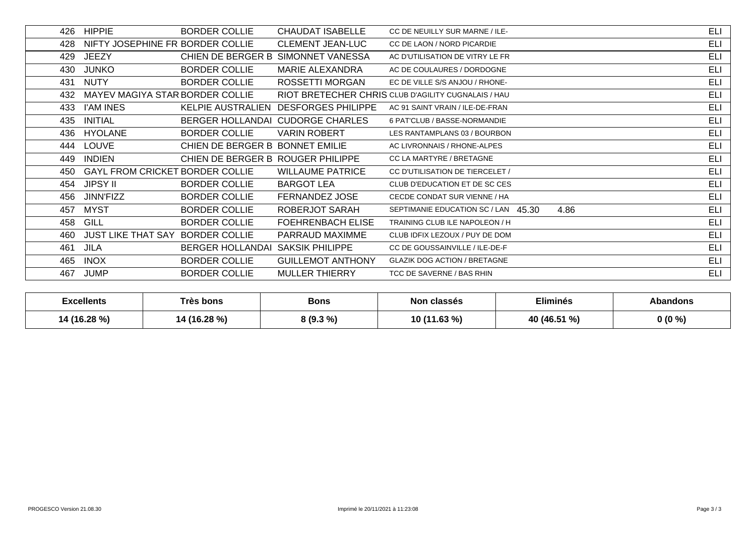| | | | | | | | |
|---|---|---|---|---|---|---|---|
| 426 | HIPPIE | BORDER COLLIE | CHAUDAT ISABELLE | CC DE NEUILLY SUR MARNE / ILE- | | | ELI |
| 428 | NIFTY JOSEPHINE FR | BORDER COLLIE | CLEMENT JEAN-LUC | CC DE LAON / NORD PICARDIE | | | ELI |
| 429 | JEEZY | CHIEN DE BERGER B | SIMONNET VANESSA | AC D'UTILISATION DE VITRY LE FR | | | ELI |
| 430 | JUNKO | BORDER COLLIE | MARIE ALEXANDRA | AC DE COULAURES / DORDOGNE | | | ELI |
| 431 | NUTY | BORDER COLLIE | ROSSETTI MORGAN | EC DE VILLE S/S ANJOU / RHONE- | | | ELI |
| 432 | MAYEV MAGIYA STAR | BORDER COLLIE | RIOT BRETECHER CHRIS | CLUB D'AGILITY CUGNALAIS / HAU | | | ELI |
| 433 | I'AM INES | KELPIE AUSTRALIEN | DESFORGES PHILIPPE | AC 91 SAINT VRAIN / ILE-DE-FRAN | | | ELI |
| 435 | INITIAL | BERGER HOLLANDAI | CUDORGE CHARLES | 6 PAT'CLUB / BASSE-NORMANDIE | | | ELI |
| 436 | HYOLANE | BORDER COLLIE | VARIN ROBERT | LES RANTAMPLANS 03 / BOURBON | | | ELI |
| 444 | LOUVE | CHIEN DE BERGER B | BONNET EMILIE | AC LIVRONNAIS / RHONE-ALPES | | | ELI |
| 449 | INDIEN | CHIEN DE BERGER B | ROUGER PHILIPPE | CC LA MARTYRE / BRETAGNE | | | ELI |
| 450 | GAYL FROM CRICKET | BORDER COLLIE | WILLAUME PATRICE | CC D'UTILISATION DE TIERCELET / | | | ELI |
| 454 | JIPSY II | BORDER COLLIE | BARGOT LEA | CLUB D'EDUCATION ET DE SC CES | | | ELI |
| 456 | JINN'FIZZ | BORDER COLLIE | FERNANDEZ JOSE | CECDE CONDAT SUR VIENNE / HA | | | ELI |
| 457 | MYST | BORDER COLLIE | ROBERJOT SARAH | SEPTIMANIE EDUCATION SC / LAN | 45.30 | 4.86 | ELI |
| 458 | GILL | BORDER COLLIE | FOEHRENBACH ELISE | TRAINING CLUB ILE NAPOLEON / H | | | ELI |
| 460 | JUST LIKE THAT SAY | BORDER COLLIE | PARRAUD MAXIMME | CLUB IDFIX LEZOUX / PUY DE DOM | | | ELI |
| 461 | JILA | BERGER HOLLANDAI | SAKSIK PHILIPPE | CC DE GOUSSAINVILLE / ILE-DE-F | | | ELI |
| 465 | INOX | BORDER COLLIE | GUILLEMOT ANTHONY | GLAZIK DOG ACTION / BRETAGNE | | | ELI |
| 467 | JUMP | BORDER COLLIE | MULLER THIERRY | TCC DE SAVERNE / BAS RHIN | | | ELI |

| Excellents | Très bons | Bons | Non classés | Eliminés | Abandons |
|---|---|---|---|---|---|
| 14 (16.28 %) | 14 (16.28 %) | 8 (9.3 %) | 10 (11.63 %) | 40 (46.51 %) | 0 (0 %) |

PROGESCO Version 21.08.30 — Imprimé le 20/11/2021 à 11:23:08